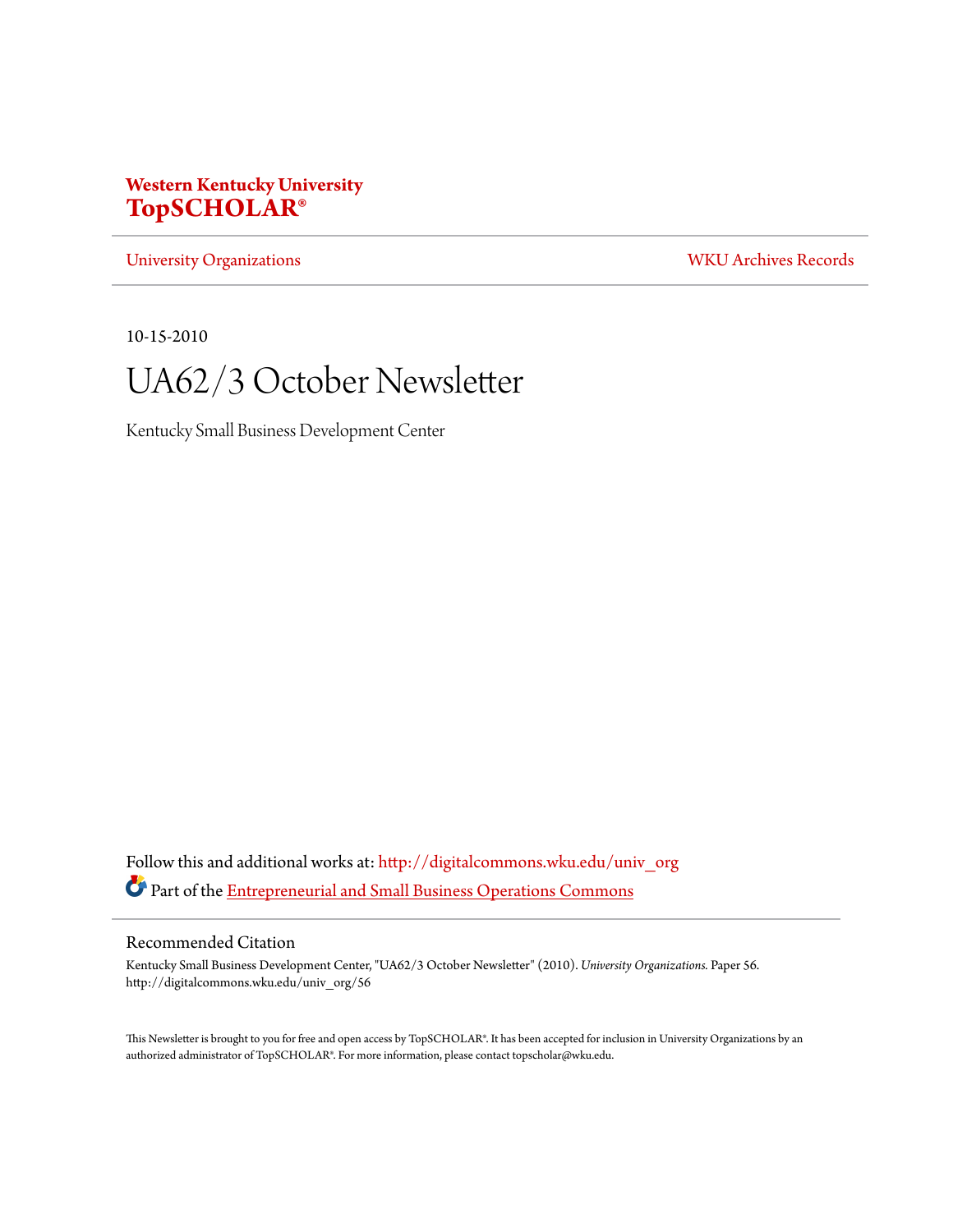**Western Kentucky University**
**TopSCHOLAR®**

University Organizations | WKU Archives Records

10-15-2010

# UA62/3 October Newsletter

Kentucky Small Business Development Center

Follow this and additional works at: http://digitalcommons.wku.edu/univ_org

Part of the Entrepreneurial and Small Business Operations Commons

## Recommended Citation

Kentucky Small Business Development Center, "UA62/3 October Newsletter" (2010). *University Organizations.* Paper 56. http://digitalcommons.wku.edu/univ_org/56

This Newsletter is brought to you for free and open access by TopSCHOLAR®. It has been accepted for inclusion in University Organizations by an authorized administrator of TopSCHOLAR®. For more information, please contact topscholar@wku.edu.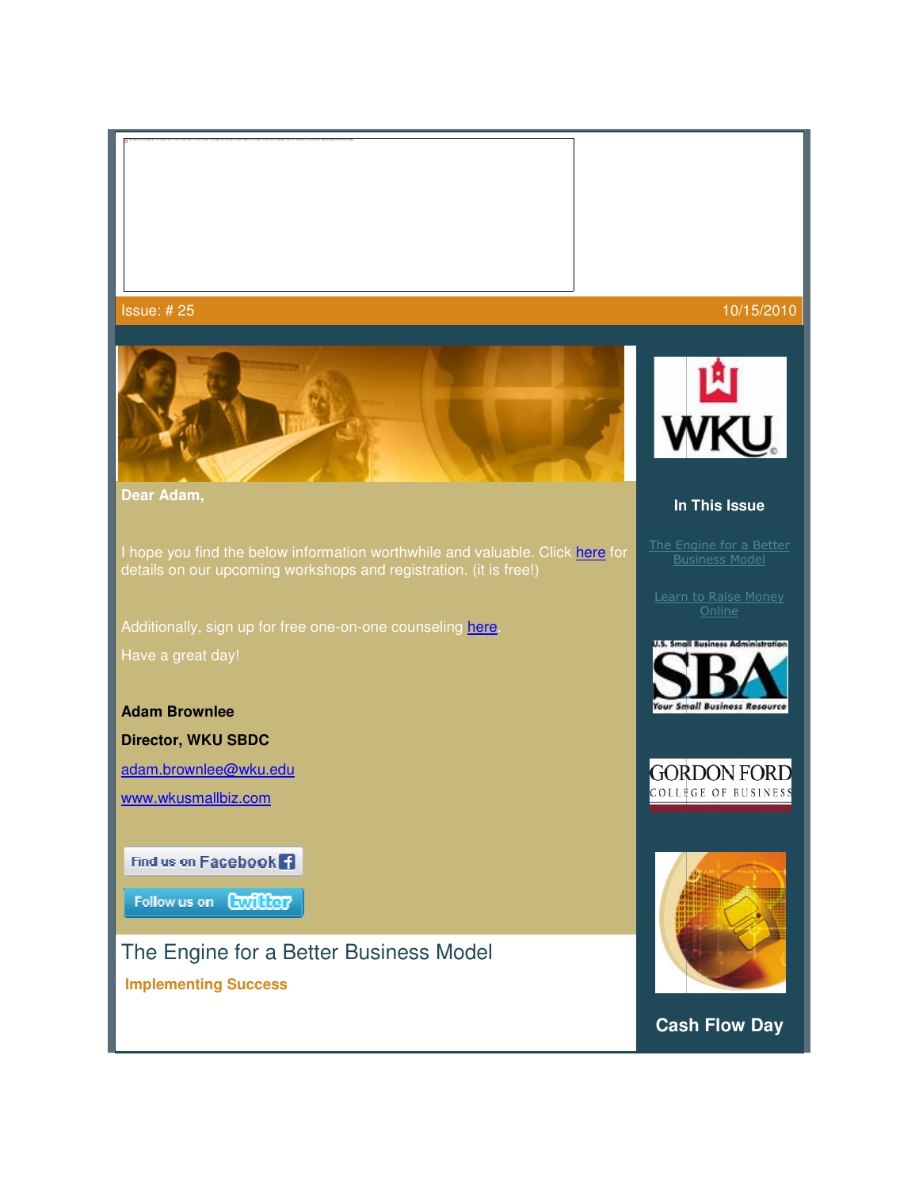Issue: # 25 10/15/2010

**Dear Adam,**

I hope you find the below information worthwhile and valuable. Click here for details on our upcoming workshops and registration. (it is free!)

Additionally, sign up for free one-on-one counseling here.

Have a great day!

**Adam Brownlee**

**Director, WKU SBDC**

adam.brownlee@wku.edu

www.wkusmallbiz.com

Find us on Facebook

Follow us on twitter

## In This Issue

The Engine for a Better Business Model

Learn to Raise Money Online

## The Engine for a Better Business Model

**Implementing Success**

## Cash Flow Day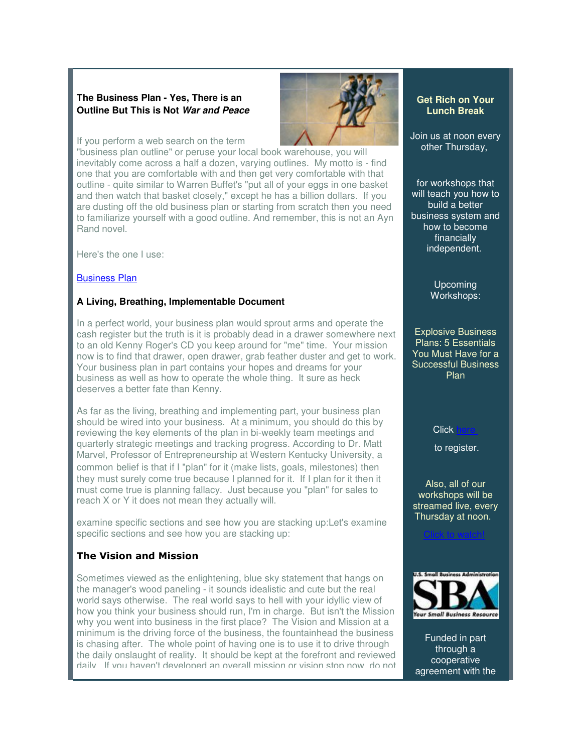**The Business Plan - Yes, There is an Outline But This is Not *War and Peace***

If you perform a web search on the term "business plan outline" or peruse your local book warehouse, you will inevitably come across a half a dozen, varying outlines. My motto is - find one that you are comfortable with and then get very comfortable with that outline - quite similar to Warren Buffet's "put all of your eggs in one basket and then watch that basket closely," except he has a billion dollars. If you are dusting off the old business plan or starting from scratch then you need to familiarize yourself with a good outline. And remember, this is not an Ayn Rand novel.

Here's the one I use:

[Business Plan]

**A Living, Breathing, Implementable Document**

In a perfect world, your business plan would sprout arms and operate the cash register but the truth is it is probably dead in a drawer somewhere next to an old Kenny Roger's CD you keep around for "me" time. Your mission now is to find that drawer, open drawer, grab feather duster and get to work. Your business plan in part contains your hopes and dreams for your business as well as how to operate the whole thing. It sure as heck deserves a better fate than Kenny.

As far as the living, breathing and implementing part, your business plan should be wired into your business. At a minimum, you should do this by reviewing the key elements of the plan in bi-weekly team meetings and quarterly strategic meetings and tracking progress. According to Dr. Matt Marvel, Professor of Entrepreneurship at Western Kentucky University, a common belief is that if I "plan" for it (make lists, goals, milestones) then they must surely come true because I planned for it. If I plan for it then it must come true is planning fallacy. Just because you "plan" for sales to reach X or Y it does not mean they actually will.

examine specific sections and see how you are stacking up:Let's examine specific sections and see how you are stacking up:

**The Vision and Mission**

Sometimes viewed as the enlightening, blue sky statement that hangs on the manager's wood paneling - it sounds idealistic and cute but the real world says otherwise. The real world says to hell with your idyllic view of how you think your business should run, I'm in charge. But isn't the Mission why you went into business in the first place? The Vision and Mission at a minimum is the driving force of the business, the fountainhead the business is chasing after. The whole point of having one is to use it to drive through the daily onslaught of reality. It should be kept at the forefront and reviewed daily. If you haven't developed an overall mission or vision stop now, do not

**Get Rich on Your Lunch Break**

Join us at noon every other Thursday,

for workshops that will teach you how to build a better business system and how to become financially independent.

Upcoming Workshops:

Explosive Business Plans: 5 Essentials You Must Have for a Successful Business Plan

Click here to register.

Also, all of our workshops will be streamed live, every Thursday at noon.

Click to watch!

U.S. Small Business Administration SBA Your Small Business Resource

Funded in part through a cooperative agreement with the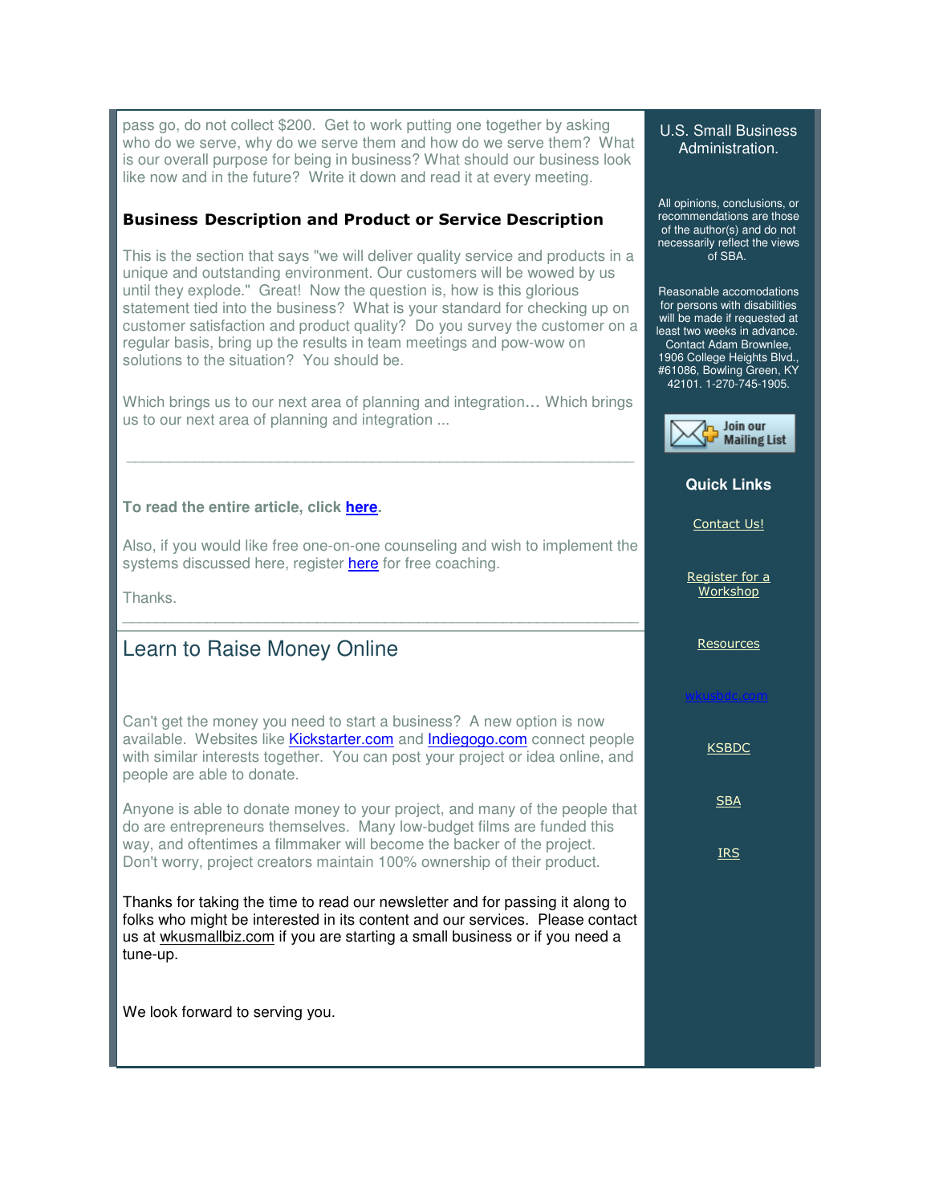pass go, do not collect $200. Get to work putting one together by asking who do we serve, why do we serve them and how do we serve them? What is our overall purpose for being in business? What should our business look like now and in the future? Write it down and read it at every meeting.

**Business Description and Product or Service Description**

This is the section that says "we will deliver quality service and products in a unique and outstanding environment. Our customers will be wowed by us until they explode." Great! Now the question is, how is this glorious statement tied into the business? What is your standard for checking up on customer satisfaction and product quality? Do you survey the customer on a regular basis, bring up the results in team meetings and pow-wow on solutions to the situation? You should be.

Which brings us to our next area of planning and integration... Which brings us to our next area of planning and integration ...

---

**To read the entire article, click here.**

Also, if you would like free one-on-one counseling and wish to implement the systems discussed here, register here for free coaching.

Thanks.

---

## Learn to Raise Money Online

Can't get the money you need to start a business? A new option is now available. Websites like Kickstarter.com and Indiegogo.com connect people with similar interests together. You can post your project or idea online, and people are able to donate.

Anyone is able to donate money to your project, and many of the people that do are entrepreneurs themselves. Many low-budget films are funded this way, and oftentimes a filmmaker will become the backer of the project. Don't worry, project creators maintain 100% ownership of their product.

Thanks for taking the time to read our newsletter and for passing it along to folks who might be interested in its content and our services. Please contact us at wkusmallbiz.com if you are starting a small business or if you need a tune-up.

We look forward to serving you.

U.S. Small Business Administration.

All opinions, conclusions, or recommendations are those of the author(s) and do not necessarily reflect the views of SBA.

Reasonable accomodations for persons with disabilities will be made if requested at least two weeks in advance. Contact Adam Brownlee, 1906 College Heights Blvd., #61086, Bowling Green, KY 42101. 1-270-745-1905.

Join our Mailing List

**Quick Links**

- Contact Us!
- Register for a Workshop
- Resources
- wkusbdc.com
- KSBDC
- SBA
- IRS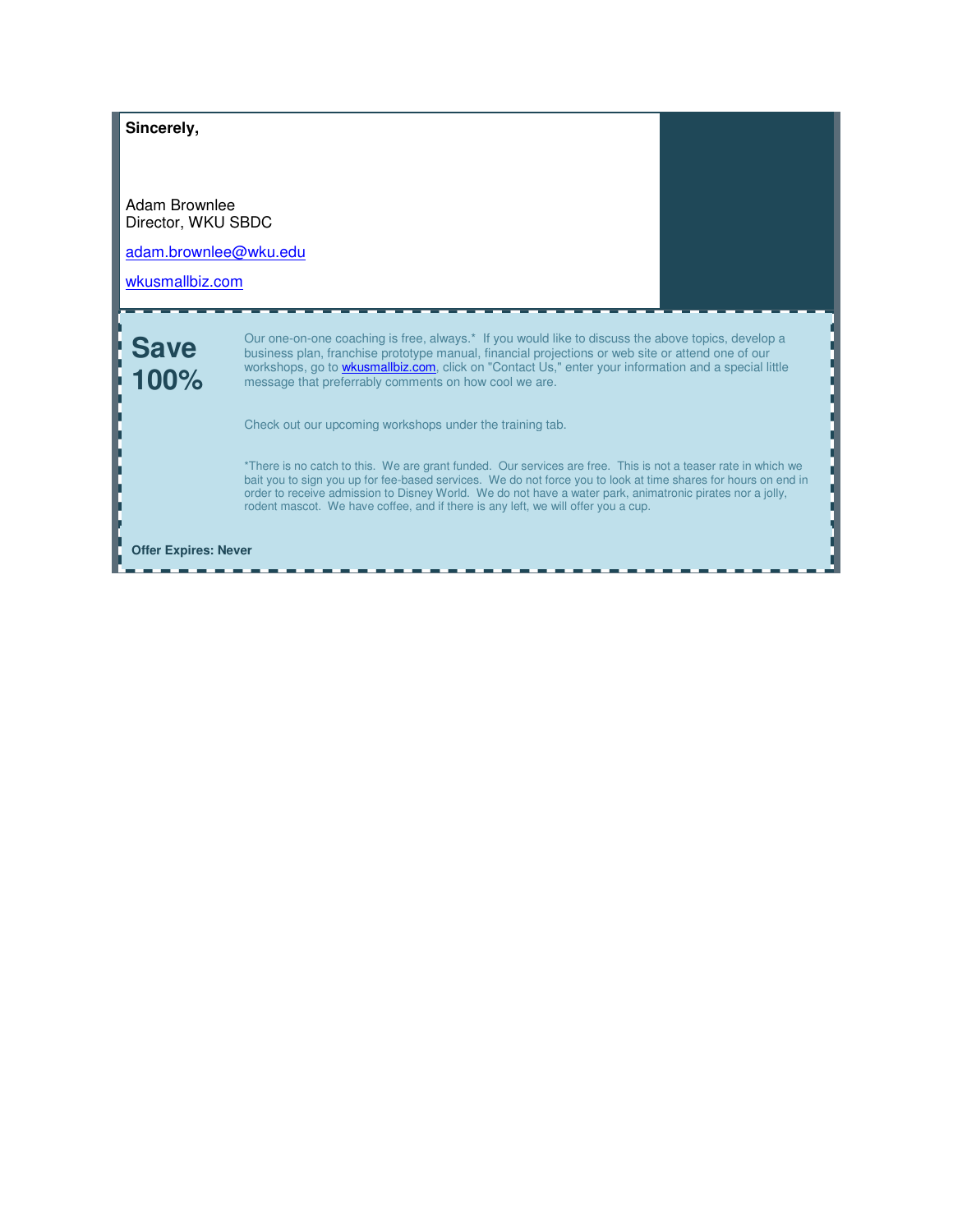**Sincerely,**

Adam Brownlee
Director, WKU SBDC

adam.brownlee@wku.edu

wkusmallbiz.com

## Save 100%

Our one-on-one coaching is free, always.* If you would like to discuss the above topics, develop a business plan, franchise prototype manual, financial projections or web site or attend one of our workshops, go to wkusmallbiz.com, click on "Contact Us," enter your information and a special little message that preferrably comments on how cool we are.

Check out our upcoming workshops under the training tab.

*There is no catch to this. We are grant funded. Our services are free. This is not a teaser rate in which we bait you to sign you up for fee-based services. We do not force you to look at time shares for hours on end in order to receive admission to Disney World. We do not have a water park, animatronic pirates nor a jolly, rodent mascot. We have coffee, and if there is any left, we will offer you a cup.

**Offer Expires: Never**